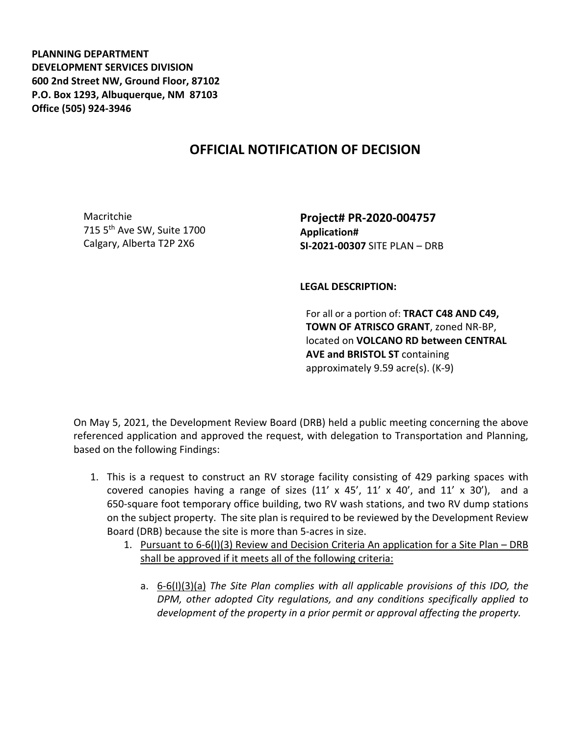**PLANNING DEPARTMENT**
**DEVELOPMENT SERVICES DIVISION**
**600 2nd Street NW, Ground Floor, 87102**
**P.O. Box 1293, Albuquerque, NM 87103**
**Office (505) 924-3946**

# OFFICIAL NOTIFICATION OF DECISION

Macritchie
715 5th Ave SW, Suite 1700
Calgary, Alberta T2P 2X6

**Project# PR-2020-004757**
**Application#**
**SI-2021-00307** SITE PLAN – DRB

**LEGAL DESCRIPTION:**

For all or a portion of: **TRACT C48 AND C49, TOWN OF ATRISCO GRANT**, zoned NR-BP, located on **VOLCANO RD between CENTRAL AVE and BRISTOL ST** containing approximately 9.59 acre(s). (K-9)

On May 5, 2021, the Development Review Board (DRB) held a public meeting concerning the above referenced application and approved the request, with delegation to Transportation and Planning, based on the following Findings:

1. This is a request to construct an RV storage facility consisting of 429 parking spaces with covered canopies having a range of sizes (11' x 45', 11' x 40', and 11' x 30'), and a 650-square foot temporary office building, two RV wash stations, and two RV dump stations on the subject property. The site plan is required to be reviewed by the Development Review Board (DRB) because the site is more than 5-acres in size.
   1. Pursuant to 6-6(I)(3) Review and Decision Criteria An application for a Site Plan – DRB shall be approved if it meets all of the following criteria:
      a. 6-6(I)(3)(a) *The Site Plan complies with all applicable provisions of this IDO, the DPM, other adopted City regulations, and any conditions specifically applied to development of the property in a prior permit or approval affecting the property.*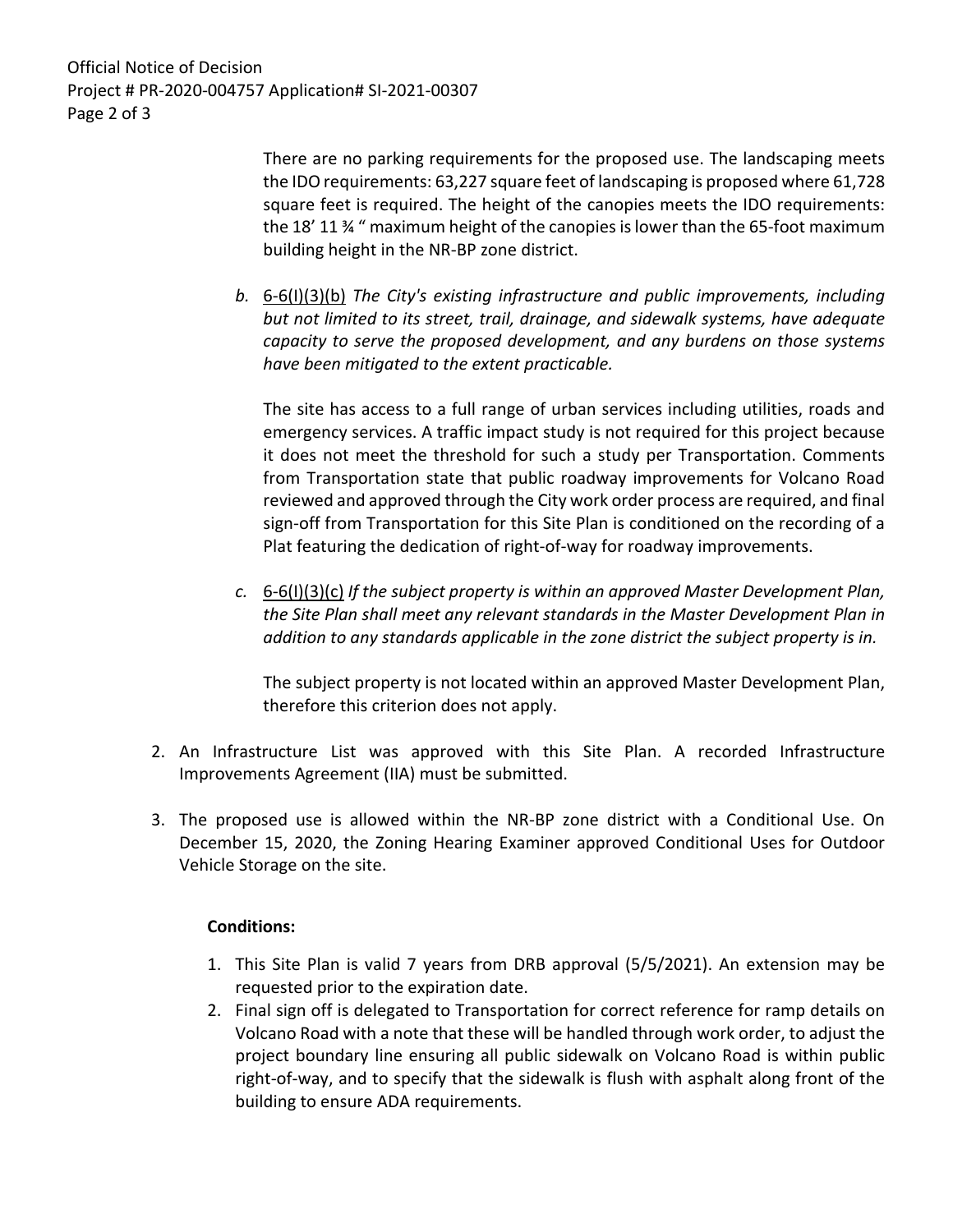There are no parking requirements for the proposed use. The landscaping meets the IDO requirements: 63,227 square feet of landscaping is proposed where 61,728 square feet is required. The height of the canopies meets the IDO requirements: the 18' 11 ¾ " maximum height of the canopies is lower than the 65-foot maximum building height in the NR-BP zone district.

b. 6-6(I)(3)(b) *The City's existing infrastructure and public improvements, including but not limited to its street, trail, drainage, and sidewalk systems, have adequate capacity to serve the proposed development, and any burdens on those systems have been mitigated to the extent practicable.*

   The site has access to a full range of urban services including utilities, roads and emergency services. A traffic impact study is not required for this project because it does not meet the threshold for such a study per Transportation. Comments from Transportation state that public roadway improvements for Volcano Road reviewed and approved through the City work order process are required, and final sign-off from Transportation for this Site Plan is conditioned on the recording of a Plat featuring the dedication of right-of-way for roadway improvements.

c. 6-6(I)(3)(c) *If the subject property is within an approved Master Development Plan, the Site Plan shall meet any relevant standards in the Master Development Plan in addition to any standards applicable in the zone district the subject property is in.*

   The subject property is not located within an approved Master Development Plan, therefore this criterion does not apply.

2. An Infrastructure List was approved with this Site Plan. A recorded Infrastructure Improvements Agreement (IIA) must be submitted.

3. The proposed use is allowed within the NR-BP zone district with a Conditional Use. On December 15, 2020, the Zoning Hearing Examiner approved Conditional Uses for Outdoor Vehicle Storage on the site.

**Conditions:**

1. This Site Plan is valid 7 years from DRB approval (5/5/2021). An extension may be requested prior to the expiration date.
2. Final sign off is delegated to Transportation for correct reference for ramp details on Volcano Road with a note that these will be handled through work order, to adjust the project boundary line ensuring all public sidewalk on Volcano Road is within public right-of-way, and to specify that the sidewalk is flush with asphalt along front of the building to ensure ADA requirements.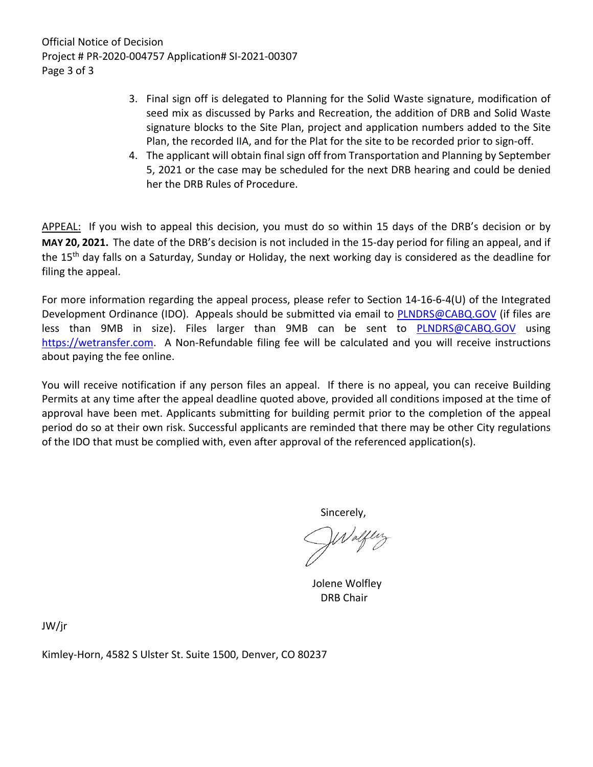3. Final sign off is delegated to Planning for the Solid Waste signature, modification of seed mix as discussed by Parks and Recreation, the addition of DRB and Solid Waste signature blocks to the Site Plan, project and application numbers added to the Site Plan, the recorded IIA, and for the Plat for the site to be recorded prior to sign-off.
4. The applicant will obtain final sign off from Transportation and Planning by September 5, 2021 or the case may be scheduled for the next DRB hearing and could be denied her the DRB Rules of Procedure.

APPEAL: If you wish to appeal this decision, you must do so within 15 days of the DRB's decision or by **MAY 20, 2021.** The date of the DRB's decision is not included in the 15-day period for filing an appeal, and if the 15th day falls on a Saturday, Sunday or Holiday, the next working day is considered as the deadline for filing the appeal.

For more information regarding the appeal process, please refer to Section 14-16-6-4(U) of the Integrated Development Ordinance (IDO). Appeals should be submitted via email to PLNDRS@CABQ.GOV (if files are less than 9MB in size). Files larger than 9MB can be sent to PLNDRS@CABQ.GOV using https://wetransfer.com. A Non-Refundable filing fee will be calculated and you will receive instructions about paying the fee online.

You will receive notification if any person files an appeal. If there is no appeal, you can receive Building Permits at any time after the appeal deadline quoted above, provided all conditions imposed at the time of approval have been met. Applicants submitting for building permit prior to the completion of the appeal period do so at their own risk. Successful applicants are reminded that there may be other City regulations of the IDO that must be complied with, even after approval of the referenced application(s).

Sincerely,

Jolene Wolfley
DRB Chair

JW/jr

Kimley-Horn, 4582 S Ulster St. Suite 1500, Denver, CO 80237